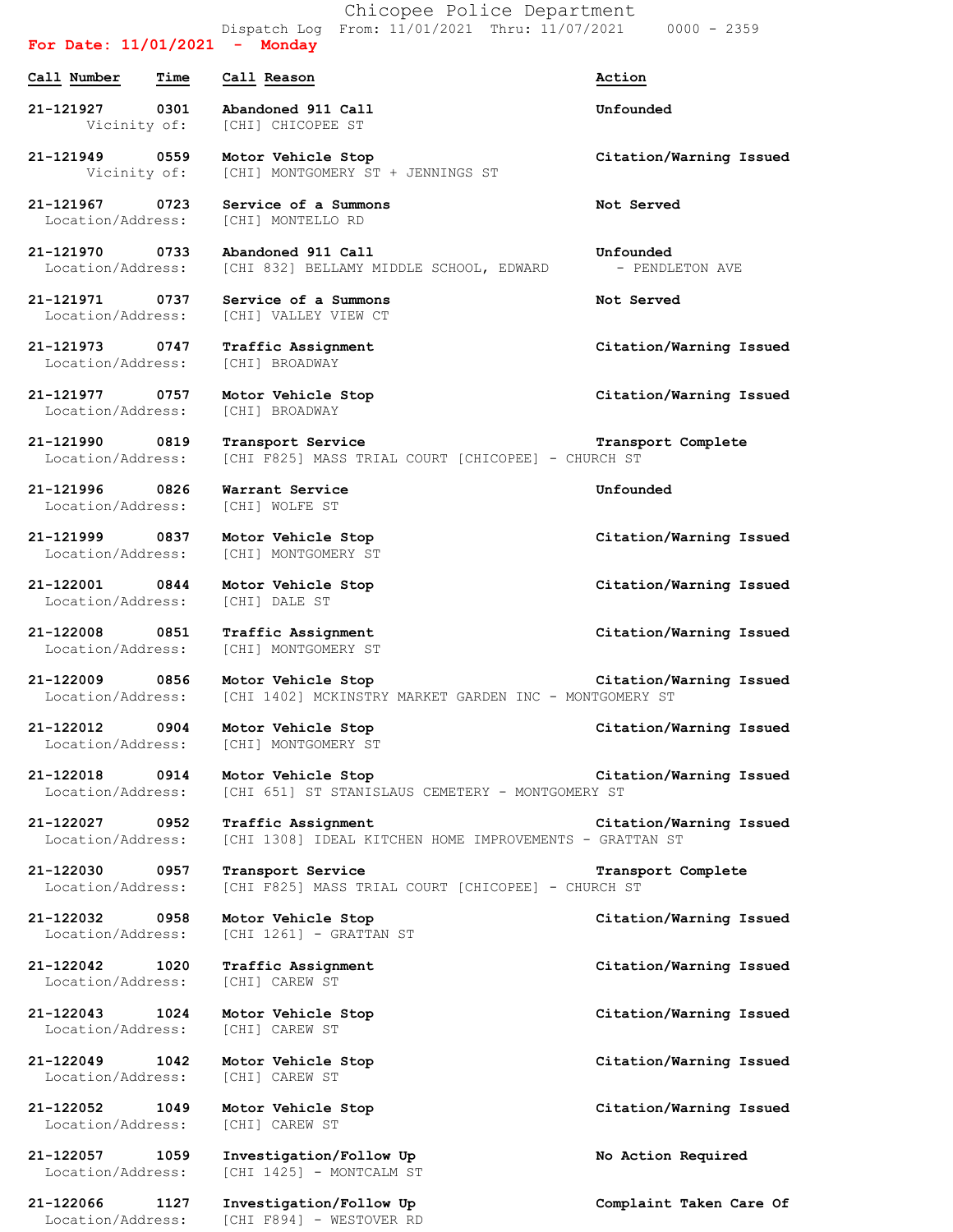# Chicopee Police Department

Dispatch Log From: 11/01/2021 Thru: 11/07/2021 0000 - 2359

**For Date: 11/01/2021 - Monday**

| Call Number | Time | Call Reason | Action |
|---|---|---|---|
| 21-121927 | 0301 | **Abandoned 911 Call** | **Unfounded** |
| Vicinity of: | | [CHI] CHICOPEE ST | |
| 21-121949 | 0559 | **Motor Vehicle Stop** | **Citation/Warning Issued** |
| Vicinity of: | | [CHI] MONTGOMERY ST + JENNINGS ST | |
| 21-121967 | 0723 | **Service of a Summons** | **Not Served** |
| Location/Address: | | [CHI] MONTELLO RD | |
| 21-121970 | 0733 | **Abandoned 911 Call** | **Unfounded** |
| Location/Address: | | [CHI 832] BELLAMY MIDDLE SCHOOL, EDWARD - PENDLETON AVE | |
| 21-121971 | 0737 | **Service of a Summons** | **Not Served** |
| Location/Address: | | [CHI] VALLEY VIEW CT | |
| 21-121973 | 0747 | **Traffic Assignment** | **Citation/Warning Issued** |
| Location/Address: | | [CHI] BROADWAY | |
| 21-121977 | 0757 | **Motor Vehicle Stop** | **Citation/Warning Issued** |
| Location/Address: | | [CHI] BROADWAY | |
| 21-121990 | 0819 | **Transport Service** | **Transport Complete** |
| Location/Address: | | [CHI F825] MASS TRIAL COURT [CHICOPEE] - CHURCH ST | |
| 21-121996 | 0826 | **Warrant Service** | **Unfounded** |
| Location/Address: | | [CHI] WOLFE ST | |
| 21-121999 | 0837 | **Motor Vehicle Stop** | **Citation/Warning Issued** |
| Location/Address: | | [CHI] MONTGOMERY ST | |
| 21-122001 | 0844 | **Motor Vehicle Stop** | **Citation/Warning Issued** |
| Location/Address: | | [CHI] DALE ST | |
| 21-122008 | 0851 | **Traffic Assignment** | **Citation/Warning Issued** |
| Location/Address: | | [CHI] MONTGOMERY ST | |
| 21-122009 | 0856 | **Motor Vehicle Stop** | **Citation/Warning Issued** |
| Location/Address: | | [CHI 1402] MCKINSTRY MARKET GARDEN INC - MONTGOMERY ST | |
| 21-122012 | 0904 | **Motor Vehicle Stop** | **Citation/Warning Issued** |
| Location/Address: | | [CHI] MONTGOMERY ST | |
| 21-122018 | 0914 | **Motor Vehicle Stop** | **Citation/Warning Issued** |
| Location/Address: | | [CHI 651] ST STANISLAUS CEMETERY - MONTGOMERY ST | |
| 21-122027 | 0952 | **Traffic Assignment** | **Citation/Warning Issued** |
| Location/Address: | | [CHI 1308] IDEAL KITCHEN HOME IMPROVEMENTS - GRATTAN ST | |
| 21-122030 | 0957 | **Transport Service** | **Transport Complete** |
| Location/Address: | | [CHI F825] MASS TRIAL COURT [CHICOPEE] - CHURCH ST | |
| 21-122032 | 0958 | **Motor Vehicle Stop** | **Citation/Warning Issued** |
| Location/Address: | | [CHI 1261] - GRATTAN ST | |
| 21-122042 | 1020 | **Traffic Assignment** | **Citation/Warning Issued** |
| Location/Address: | | [CHI] CAREW ST | |
| 21-122043 | 1024 | **Motor Vehicle Stop** | **Citation/Warning Issued** |
| Location/Address: | | [CHI] CAREW ST | |
| 21-122049 | 1042 | **Motor Vehicle Stop** | **Citation/Warning Issued** |
| Location/Address: | | [CHI] CAREW ST | |
| 21-122052 | 1049 | **Motor Vehicle Stop** | **Citation/Warning Issued** |
| Location/Address: | | [CHI] CAREW ST | |
| 21-122057 | 1059 | **Investigation/Follow Up** | **No Action Required** |
| Location/Address: | | [CHI 1425] - MONTCALM ST | |
| 21-122066 | 1127 | **Investigation/Follow Up** | **Complaint Taken Care Of** |
| Location/Address: | | [CHI F894] - WESTOVER RD | |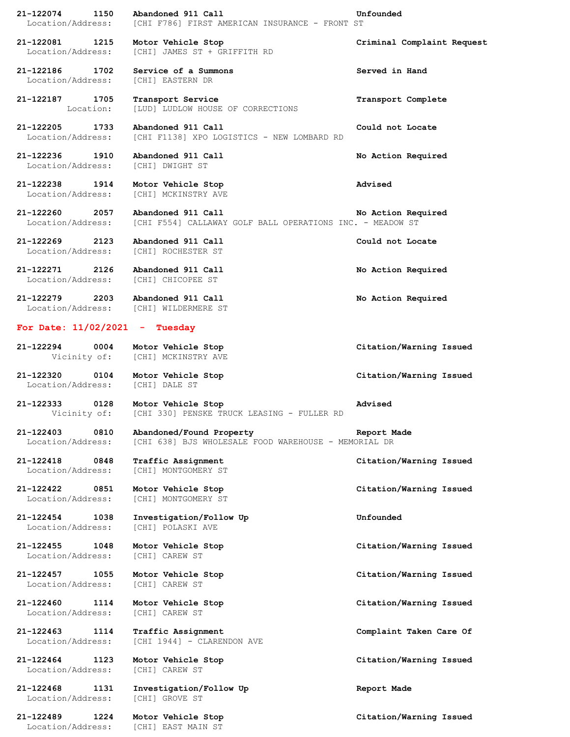**21-122074 1150 Abandoned 911 Call** **Unfounded**
Location/Address: [CHI F786] FIRST AMERICAN INSURANCE - FRONT ST

**21-122081 1215 Motor Vehicle Stop** **Criminal Complaint Request**
Location/Address: [CHI] JAMES ST + GRIFFITH RD

**21-122186 1702 Service of a Summons** **Served in Hand**
Location/Address: [CHI] EASTERN DR

**21-122187 1705 Transport Service** **Transport Complete**
Location: [LUD] LUDLOW HOUSE OF CORRECTIONS

**21-122205 1733 Abandoned 911 Call** **Could not Locate**
Location/Address: [CHI F1138] XPO LOGISTICS - NEW LOMBARD RD

**21-122236 1910 Abandoned 911 Call** **No Action Required**
Location/Address: [CHI] DWIGHT ST

**21-122238 1914 Motor Vehicle Stop** **Advised**
Location/Address: [CHI] MCKINSTRY AVE

**21-122260 2057 Abandoned 911 Call** **No Action Required**
Location/Address: [CHI F554] CALLAWAY GOLF BALL OPERATIONS INC. - MEADOW ST

**21-122269 2123 Abandoned 911 Call** **Could not Locate**
Location/Address: [CHI] ROCHESTER ST

**21-122271 2126 Abandoned 911 Call** **No Action Required**
Location/Address: [CHI] CHICOPEE ST

**21-122279 2203 Abandoned 911 Call** **No Action Required**
Location/Address: [CHI] WILDERMERE ST

## For Date: 11/02/2021 - Tuesday

**21-122294 0004 Motor Vehicle Stop** **Citation/Warning Issued**
Vicinity of: [CHI] MCKINSTRY AVE

**21-122320 0104 Motor Vehicle Stop** **Citation/Warning Issued**
Location/Address: [CHI] DALE ST

**21-122333 0128 Motor Vehicle Stop** **Advised**
Vicinity of: [CHI 330] PENSKE TRUCK LEASING - FULLER RD

**21-122403 0810 Abandoned/Found Property** **Report Made**
Location/Address: [CHI 638] BJS WHOLESALE FOOD WAREHOUSE - MEMORIAL DR

**21-122418 0848 Traffic Assignment** **Citation/Warning Issued**
Location/Address: [CHI] MONTGOMERY ST

**21-122422 0851 Motor Vehicle Stop** **Citation/Warning Issued**
Location/Address: [CHI] MONTGOMERY ST

**21-122454 1038 Investigation/Follow Up** **Unfounded**
Location/Address: [CHI] POLASKI AVE

**21-122455 1048 Motor Vehicle Stop** **Citation/Warning Issued**
Location/Address: [CHI] CAREW ST

**21-122457 1055 Motor Vehicle Stop** **Citation/Warning Issued**
Location/Address: [CHI] CAREW ST

**21-122460 1114 Motor Vehicle Stop** **Citation/Warning Issued**
Location/Address: [CHI] CAREW ST

**21-122463 1114 Traffic Assignment** **Complaint Taken Care Of**
Location/Address: [CHI 1944] - CLARENDON AVE

**21-122464 1123 Motor Vehicle Stop** **Citation/Warning Issued**
Location/Address: [CHI] CAREW ST

**21-122468 1131 Investigation/Follow Up** **Report Made**
Location/Address: [CHI] GROVE ST

**21-122489 1224 Motor Vehicle Stop** **Citation/Warning Issued**
Location/Address: [CHI] EAST MAIN ST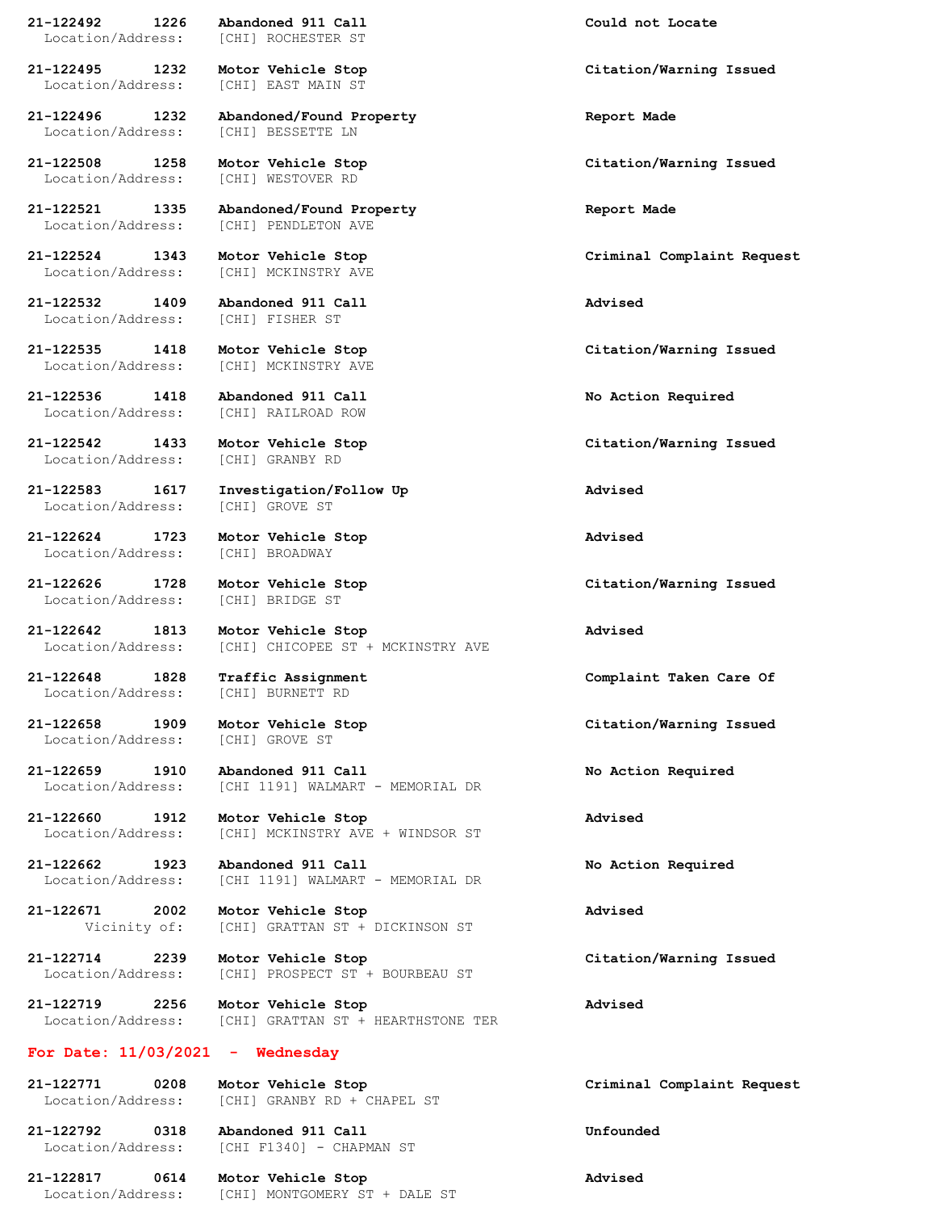**21-122492 1226 Abandoned 911 Call** **Could not Locate**
Location/Address: [CHI] ROCHESTER ST

**21-122495 1232 Motor Vehicle Stop** **Citation/Warning Issued**
Location/Address: [CHI] EAST MAIN ST

**21-122496 1232 Abandoned/Found Property** **Report Made**
Location/Address: [CHI] BESSETTE LN

**21-122508 1258 Motor Vehicle Stop** **Citation/Warning Issued**
Location/Address: [CHI] WESTOVER RD

**21-122521 1335 Abandoned/Found Property** **Report Made**
Location/Address: [CHI] PENDLETON AVE

**21-122524 1343 Motor Vehicle Stop** **Criminal Complaint Request**
Location/Address: [CHI] MCKINSTRY AVE

**21-122532 1409 Abandoned 911 Call** **Advised**
Location/Address: [CHI] FISHER ST

**21-122535 1418 Motor Vehicle Stop** **Citation/Warning Issued**
Location/Address: [CHI] MCKINSTRY AVE

**21-122536 1418 Abandoned 911 Call** **No Action Required**
Location/Address: [CHI] RAILROAD ROW

**21-122542 1433 Motor Vehicle Stop** **Citation/Warning Issued**
Location/Address: [CHI] GRANBY RD

**21-122583 1617 Investigation/Follow Up** **Advised**
Location/Address: [CHI] GROVE ST

**21-122624 1723 Motor Vehicle Stop** **Advised**
Location/Address: [CHI] BROADWAY

**21-122626 1728 Motor Vehicle Stop** **Citation/Warning Issued**
Location/Address: [CHI] BRIDGE ST

**21-122642 1813 Motor Vehicle Stop** **Advised**
Location/Address: [CHI] CHICOPEE ST + MCKINSTRY AVE

**21-122648 1828 Traffic Assignment** **Complaint Taken Care Of**
Location/Address: [CHI] BURNETT RD

**21-122658 1909 Motor Vehicle Stop** **Citation/Warning Issued**
Location/Address: [CHI] GROVE ST

**21-122659 1910 Abandoned 911 Call** **No Action Required**
Location/Address: [CHI 1191] WALMART - MEMORIAL DR

**21-122660 1912 Motor Vehicle Stop** **Advised**
Location/Address: [CHI] MCKINSTRY AVE + WINDSOR ST

**21-122662 1923 Abandoned 911 Call** **No Action Required**
Location/Address: [CHI 1191] WALMART - MEMORIAL DR

**21-122671 2002 Motor Vehicle Stop** **Advised**
Vicinity of: [CHI] GRATTAN ST + DICKINSON ST

**21-122714 2239 Motor Vehicle Stop** **Citation/Warning Issued**
Location/Address: [CHI] PROSPECT ST + BOURBEAU ST

**21-122719 2256 Motor Vehicle Stop** **Advised**
Location/Address: [CHI] GRATTAN ST + HEARTHSTONE TER

**For Date: 11/03/2021 - Wednesday**

**21-122771 0208 Motor Vehicle Stop** **Criminal Complaint Request**
Location/Address: [CHI] GRANBY RD + CHAPEL ST

**21-122792 0318 Abandoned 911 Call** **Unfounded**
Location/Address: [CHI F1340] - CHAPMAN ST

**21-122817 0614 Motor Vehicle Stop** **Advised**
Location/Address: [CHI] MONTGOMERY ST + DALE ST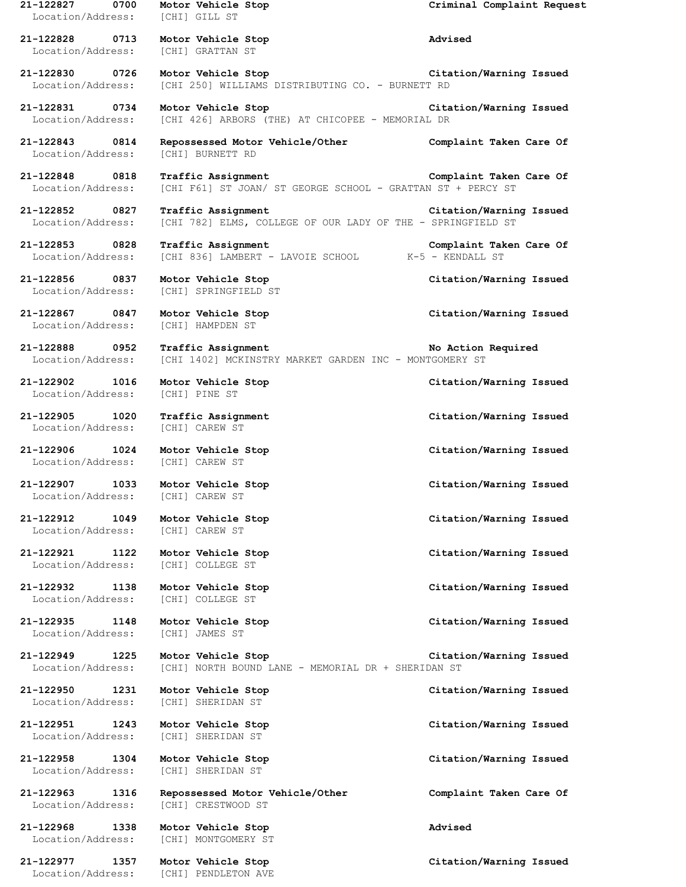**21-122827 0700 Motor Vehicle Stop Criminal Complaint Request**
Location/Address: [CHI] GILL ST

**21-122828 0713 Motor Vehicle Stop Advised**
Location/Address: [CHI] GRATTAN ST

**21-122830 0726 Motor Vehicle Stop Citation/Warning Issued**
Location/Address: [CHI 250] WILLIAMS DISTRIBUTING CO. - BURNETT RD

**21-122831 0734 Motor Vehicle Stop Citation/Warning Issued**
Location/Address: [CHI 426] ARBORS (THE) AT CHICOPEE - MEMORIAL DR

**21-122843 0814 Repossessed Motor Vehicle/Other Complaint Taken Care Of**
Location/Address: [CHI] BURNETT RD

**21-122848 0818 Traffic Assignment Complaint Taken Care Of**
Location/Address: [CHI F61] ST JOAN/ ST GEORGE SCHOOL - GRATTAN ST + PERCY ST

**21-122852 0827 Traffic Assignment Citation/Warning Issued**
Location/Address: [CHI 782] ELMS, COLLEGE OF OUR LADY OF THE - SPRINGFIELD ST

**21-122853 0828 Traffic Assignment Complaint Taken Care Of**
Location/Address: [CHI 836] LAMBERT - LAVOIE SCHOOL K-5 - KENDALL ST

**21-122856 0837 Motor Vehicle Stop Citation/Warning Issued**
Location/Address: [CHI] SPRINGFIELD ST

**21-122867 0847 Motor Vehicle Stop Citation/Warning Issued**
Location/Address: [CHI] HAMPDEN ST

**21-122888 0952 Traffic Assignment No Action Required**
Location/Address: [CHI 1402] MCKINSTRY MARKET GARDEN INC - MONTGOMERY ST

**21-122902 1016 Motor Vehicle Stop Citation/Warning Issued**
Location/Address: [CHI] PINE ST

**21-122905 1020 Traffic Assignment Citation/Warning Issued**
Location/Address: [CHI] CAREW ST

**21-122906 1024 Motor Vehicle Stop Citation/Warning Issued**
Location/Address: [CHI] CAREW ST

**21-122907 1033 Motor Vehicle Stop Citation/Warning Issued**
Location/Address: [CHI] CAREW ST

**21-122912 1049 Motor Vehicle Stop Citation/Warning Issued**
Location/Address: [CHI] CAREW ST

**21-122921 1122 Motor Vehicle Stop Citation/Warning Issued**
Location/Address: [CHI] COLLEGE ST

**21-122932 1138 Motor Vehicle Stop Citation/Warning Issued**
Location/Address: [CHI] COLLEGE ST

**21-122935 1148 Motor Vehicle Stop Citation/Warning Issued**
Location/Address: [CHI] JAMES ST

**21-122949 1225 Motor Vehicle Stop Citation/Warning Issued**
Location/Address: [CHI] NORTH BOUND LANE - MEMORIAL DR + SHERIDAN ST

**21-122950 1231 Motor Vehicle Stop Citation/Warning Issued**
Location/Address: [CHI] SHERIDAN ST

**21-122951 1243 Motor Vehicle Stop Citation/Warning Issued**
Location/Address: [CHI] SHERIDAN ST

**21-122958 1304 Motor Vehicle Stop Citation/Warning Issued**
Location/Address: [CHI] SHERIDAN ST

**21-122963 1316 Repossessed Motor Vehicle/Other Complaint Taken Care Of**
Location/Address: [CHI] CRESTWOOD ST

**21-122968 1338 Motor Vehicle Stop Advised**
Location/Address: [CHI] MONTGOMERY ST

**21-122977 1357 Motor Vehicle Stop Citation/Warning Issued**
Location/Address: [CHI] PENDLETON AVE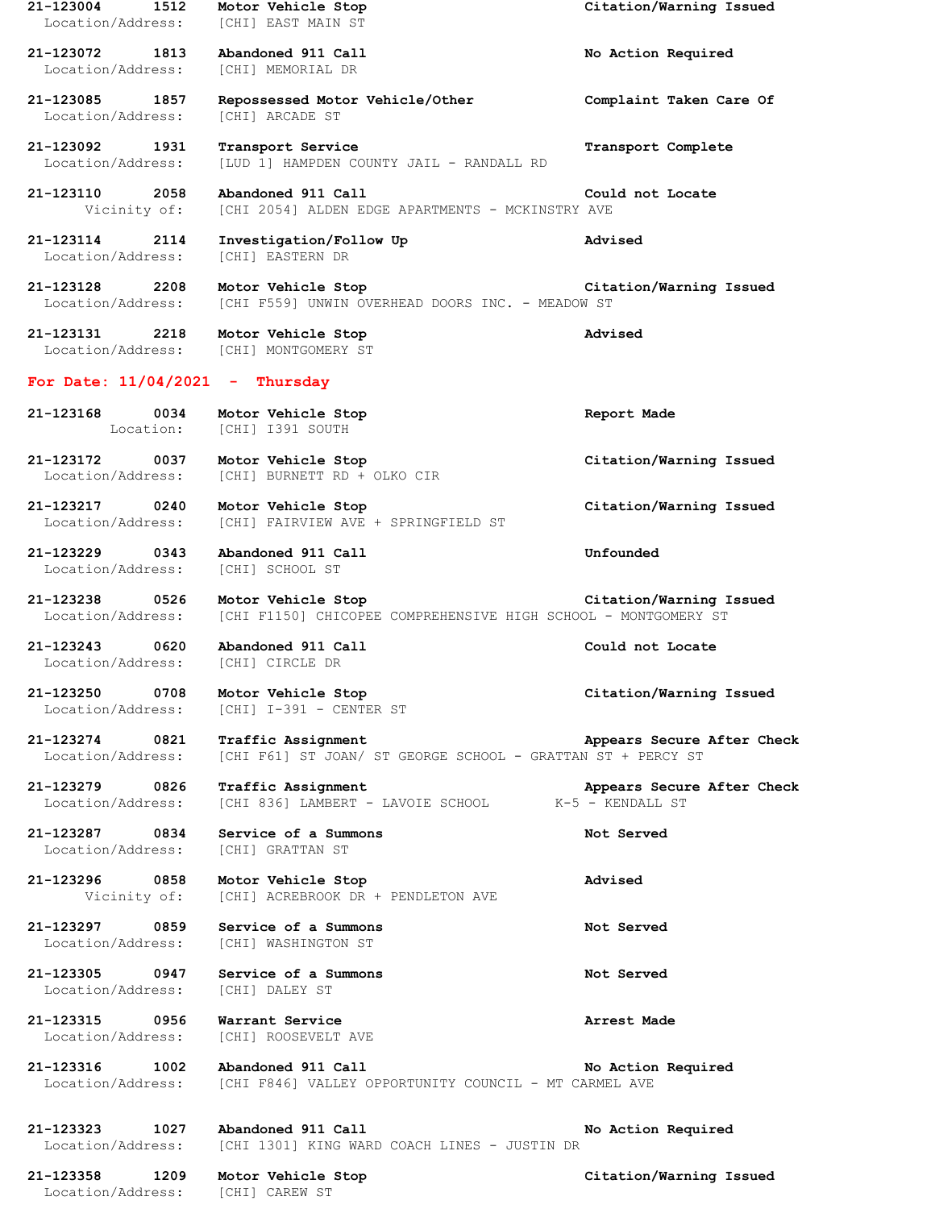**21-123004 1512 Motor Vehicle Stop Citation/Warning Issued**
Location/Address: [CHI] EAST MAIN ST

**21-123072 1813 Abandoned 911 Call No Action Required**
Location/Address: [CHI] MEMORIAL DR

**21-123085 1857 Repossessed Motor Vehicle/Other Complaint Taken Care Of**
Location/Address: [CHI] ARCADE ST

**21-123092 1931 Transport Service Transport Complete**
Location/Address: [LUD 1] HAMPDEN COUNTY JAIL - RANDALL RD

**21-123110 2058 Abandoned 911 Call Could not Locate**
Vicinity of: [CHI 2054] ALDEN EDGE APARTMENTS - MCKINSTRY AVE

**21-123114 2114 Investigation/Follow Up Advised**
Location/Address: [CHI] EASTERN DR

**21-123128 2208 Motor Vehicle Stop Citation/Warning Issued**
Location/Address: [CHI F559] UNWIN OVERHEAD DOORS INC. - MEADOW ST

**21-123131 2218 Motor Vehicle Stop Advised**
Location/Address: [CHI] MONTGOMERY ST

## For Date: 11/04/2021 - Thursday

**21-123168 0034 Motor Vehicle Stop Report Made**
Location: [CHI] I391 SOUTH

**21-123172 0037 Motor Vehicle Stop Citation/Warning Issued**
Location/Address: [CHI] BURNETT RD + OLKO CIR

**21-123217 0240 Motor Vehicle Stop Citation/Warning Issued**
Location/Address: [CHI] FAIRVIEW AVE + SPRINGFIELD ST

**21-123229 0343 Abandoned 911 Call Unfounded**
Location/Address: [CHI] SCHOOL ST

**21-123238 0526 Motor Vehicle Stop Citation/Warning Issued**
Location/Address: [CHI F1150] CHICOPEE COMPREHENSIVE HIGH SCHOOL - MONTGOMERY ST

**21-123243 0620 Abandoned 911 Call Could not Locate**
Location/Address: [CHI] CIRCLE DR

**21-123250 0708 Motor Vehicle Stop Citation/Warning Issued**
Location/Address: [CHI] I-391 - CENTER ST

**21-123274 0821 Traffic Assignment Appears Secure After Check**
Location/Address: [CHI F61] ST JOAN/ ST GEORGE SCHOOL - GRATTAN ST + PERCY ST

**21-123279 0826 Traffic Assignment Appears Secure After Check**
Location/Address: [CHI 836] LAMBERT - LAVOIE SCHOOL K-5 - KENDALL ST

**21-123287 0834 Service of a Summons Not Served**
Location/Address: [CHI] GRATTAN ST

**21-123296 0858 Motor Vehicle Stop Advised**
Vicinity of: [CHI] ACREBROOK DR + PENDLETON AVE

**21-123297 0859 Service of a Summons Not Served**
Location/Address: [CHI] WASHINGTON ST

**21-123305 0947 Service of a Summons Not Served**
Location/Address: [CHI] DALEY ST

**21-123315 0956 Warrant Service Arrest Made**
Location/Address: [CHI] ROOSEVELT AVE

**21-123316 1002 Abandoned 911 Call No Action Required**
Location/Address: [CHI F846] VALLEY OPPORTUNITY COUNCIL - MT CARMEL AVE

**21-123323 1027 Abandoned 911 Call No Action Required**
Location/Address: [CHI 1301] KING WARD COACH LINES - JUSTIN DR

**21-123358 1209 Motor Vehicle Stop Citation/Warning Issued**
Location/Address: [CHI] CAREW ST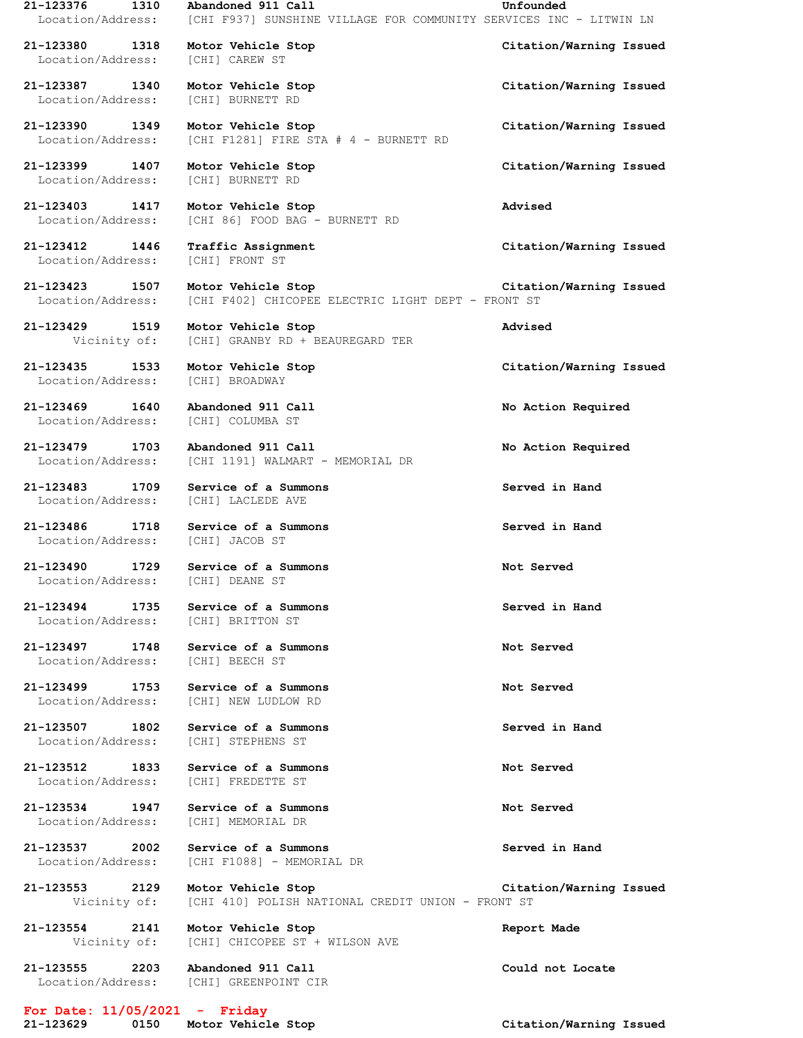21-123376 1310 **Abandoned 911 Call** **Unfounded**
Location/Address: [CHI F937] SUNSHINE VILLAGE FOR COMMUNITY SERVICES INC - LITWIN LN

21-123380 1318 **Motor Vehicle Stop** **Citation/Warning Issued**
Location/Address: [CHI] CAREW ST

21-123387 1340 **Motor Vehicle Stop** **Citation/Warning Issued**
Location/Address: [CHI] BURNETT RD

21-123390 1349 **Motor Vehicle Stop** **Citation/Warning Issued**
Location/Address: [CHI F1281] FIRE STA # 4 - BURNETT RD

21-123399 1407 **Motor Vehicle Stop** **Citation/Warning Issued**
Location/Address: [CHI] BURNETT RD

21-123403 1417 **Motor Vehicle Stop** **Advised**
Location/Address: [CHI 86] FOOD BAG - BURNETT RD

21-123412 1446 **Traffic Assignment** **Citation/Warning Issued**
Location/Address: [CHI] FRONT ST

21-123423 1507 **Motor Vehicle Stop** **Citation/Warning Issued**
Location/Address: [CHI F402] CHICOPEE ELECTRIC LIGHT DEPT - FRONT ST

21-123429 1519 **Motor Vehicle Stop** **Advised**
Vicinity of: [CHI] GRANBY RD + BEAUREGARD TER

21-123435 1533 **Motor Vehicle Stop** **Citation/Warning Issued**
Location/Address: [CHI] BROADWAY

21-123469 1640 **Abandoned 911 Call** **No Action Required**
Location/Address: [CHI] COLUMBA ST

21-123479 1703 **Abandoned 911 Call** **No Action Required**
Location/Address: [CHI 1191] WALMART - MEMORIAL DR

21-123483 1709 **Service of a Summons** **Served in Hand**
Location/Address: [CHI] LACLEDE AVE

21-123486 1718 **Service of a Summons** **Served in Hand**
Location/Address: [CHI] JACOB ST

21-123490 1729 **Service of a Summons** **Not Served**
Location/Address: [CHI] DEANE ST

21-123494 1735 **Service of a Summons** **Served in Hand**
Location/Address: [CHI] BRITTON ST

21-123497 1748 **Service of a Summons** **Not Served**
Location/Address: [CHI] BEECH ST

21-123499 1753 **Service of a Summons** **Not Served**
Location/Address: [CHI] NEW LUDLOW RD

21-123507 1802 **Service of a Summons** **Served in Hand**
Location/Address: [CHI] STEPHENS ST

21-123512 1833 **Service of a Summons** **Not Served**
Location/Address: [CHI] FREDETTE ST

21-123534 1947 **Service of a Summons** **Not Served**
Location/Address: [CHI] MEMORIAL DR

21-123537 2002 **Service of a Summons** **Served in Hand**
Location/Address: [CHI F1088] - MEMORIAL DR

21-123553 2129 **Motor Vehicle Stop** **Citation/Warning Issued**
Vicinity of: [CHI 410] POLISH NATIONAL CREDIT UNION - FRONT ST

21-123554 2141 **Motor Vehicle Stop** **Report Made**
Vicinity of: [CHI] CHICOPEE ST + WILSON AVE

21-123555 2203 **Abandoned 911 Call** **Could not Locate**
Location/Address: [CHI] GREENPOINT CIR

**For Date: 11/05/2021 - Friday**

21-123629 0150 **Motor Vehicle Stop** **Citation/Warning Issued**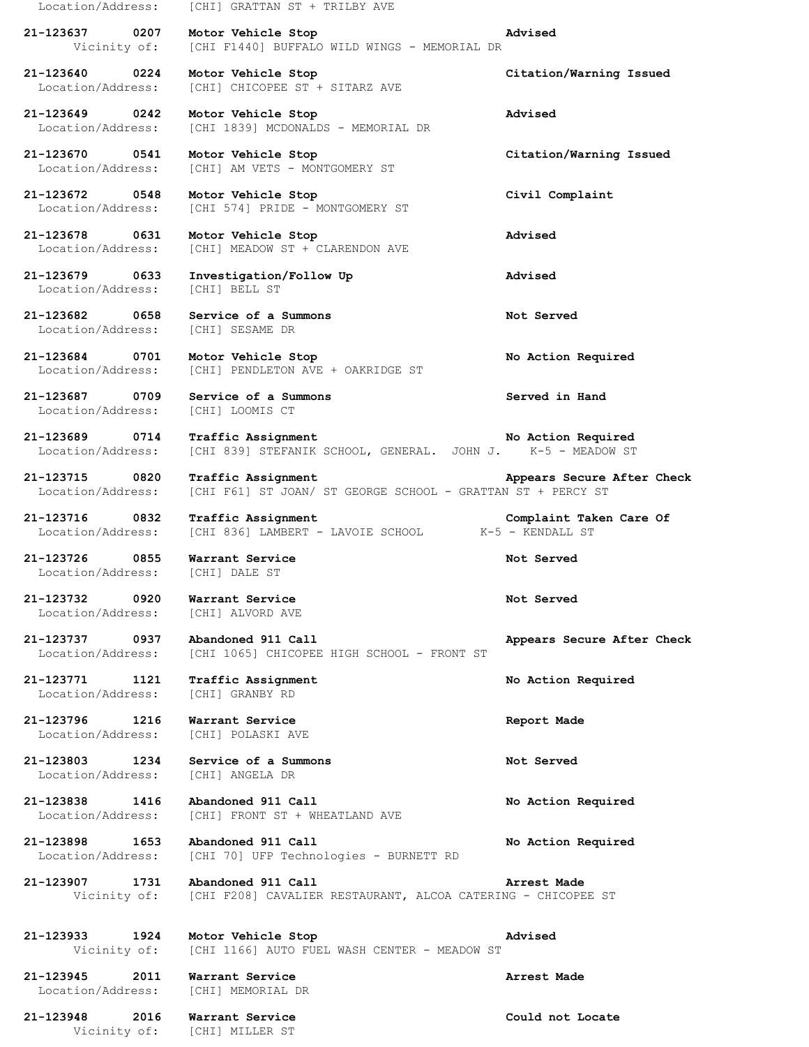Location/Address: [CHI] GRATTAN ST + TRILBY AVE

**21-123637 0207 Motor Vehicle Stop** **Advised**
Vicinity of: [CHI F1440] BUFFALO WILD WINGS - MEMORIAL DR

**21-123640 0224 Motor Vehicle Stop** **Citation/Warning Issued**
Location/Address: [CHI] CHICOPEE ST + SITARZ AVE

**21-123649 0242 Motor Vehicle Stop** **Advised**
Location/Address: [CHI 1839] MCDONALDS - MEMORIAL DR

**21-123670 0541 Motor Vehicle Stop** **Citation/Warning Issued**
Location/Address: [CHI] AM VETS - MONTGOMERY ST

**21-123672 0548 Motor Vehicle Stop** **Civil Complaint**
Location/Address: [CHI 574] PRIDE - MONTGOMERY ST

**21-123678 0631 Motor Vehicle Stop** **Advised**
Location/Address: [CHI] MEADOW ST + CLARENDON AVE

**21-123679 0633 Investigation/Follow Up** **Advised**
Location/Address: [CHI] BELL ST

**21-123682 0658 Service of a Summons** **Not Served**
Location/Address: [CHI] SESAME DR

**21-123684 0701 Motor Vehicle Stop** **No Action Required**
Location/Address: [CHI] PENDLETON AVE + OAKRIDGE ST

**21-123687 0709 Service of a Summons** **Served in Hand**
Location/Address: [CHI] LOOMIS CT

**21-123689 0714 Traffic Assignment** **No Action Required**
Location/Address: [CHI 839] STEFANIK SCHOOL, GENERAL. JOHN J. K-5 - MEADOW ST

**21-123715 0820 Traffic Assignment** **Appears Secure After Check**
Location/Address: [CHI F61] ST JOAN/ ST GEORGE SCHOOL - GRATTAN ST + PERCY ST

**21-123716 0832 Traffic Assignment** **Complaint Taken Care Of**
Location/Address: [CHI 836] LAMBERT - LAVOIE SCHOOL K-5 - KENDALL ST

**21-123726 0855 Warrant Service** **Not Served**
Location/Address: [CHI] DALE ST

**21-123732 0920 Warrant Service** **Not Served**
Location/Address: [CHI] ALVORD AVE

**21-123737 0937 Abandoned 911 Call** **Appears Secure After Check**
Location/Address: [CHI 1065] CHICOPEE HIGH SCHOOL - FRONT ST

**21-123771 1121 Traffic Assignment** **No Action Required**
Location/Address: [CHI] GRANBY RD

**21-123796 1216 Warrant Service** **Report Made**
Location/Address: [CHI] POLASKI AVE

**21-123803 1234 Service of a Summons** **Not Served**
Location/Address: [CHI] ANGELA DR

**21-123838 1416 Abandoned 911 Call** **No Action Required**
Location/Address: [CHI] FRONT ST + WHEATLAND AVE

**21-123898 1653 Abandoned 911 Call** **No Action Required**
Location/Address: [CHI 70] UFP Technologies - BURNETT RD

**21-123907 1731 Abandoned 911 Call** **Arrest Made**
Vicinity of: [CHI F208] CAVALIER RESTAURANT, ALCOA CATERING - CHICOPEE ST

**21-123933 1924 Motor Vehicle Stop** **Advised**
Vicinity of: [CHI 1166] AUTO FUEL WASH CENTER - MEADOW ST

**21-123945 2011 Warrant Service** **Arrest Made**
Location/Address: [CHI] MEMORIAL DR

**21-123948 2016 Warrant Service** **Could not Locate**
Vicinity of: [CHI] MILLER ST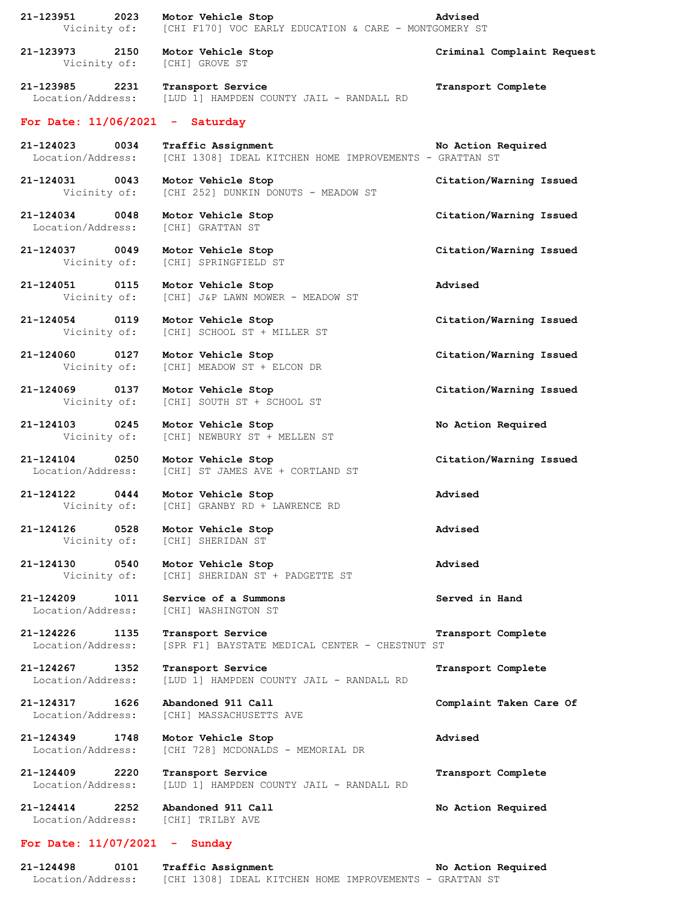**21-123951 2023 Motor Vehicle Stop** **Advised**
Vicinity of: [CHI F170] VOC EARLY EDUCATION & CARE - MONTGOMERY ST

**21-123973 2150 Motor Vehicle Stop** **Criminal Complaint Request**
Vicinity of: [CHI] GROVE ST

**21-123985 2231 Transport Service** **Transport Complete**
Location/Address: [LUD 1] HAMPDEN COUNTY JAIL - RANDALL RD

## For Date: 11/06/2021 - Saturday

**21-124023 0034 Traffic Assignment** **No Action Required**
Location/Address: [CHI 1308] IDEAL KITCHEN HOME IMPROVEMENTS - GRATTAN ST

**21-124031 0043 Motor Vehicle Stop** **Citation/Warning Issued**
Vicinity of: [CHI 252] DUNKIN DONUTS - MEADOW ST

**21-124034 0048 Motor Vehicle Stop** **Citation/Warning Issued**
Location/Address: [CHI] GRATTAN ST

**21-124037 0049 Motor Vehicle Stop** **Citation/Warning Issued**
Vicinity of: [CHI] SPRINGFIELD ST

**21-124051 0115 Motor Vehicle Stop** **Advised**
Vicinity of: [CHI] J&P LAWN MOWER - MEADOW ST

**21-124054 0119 Motor Vehicle Stop** **Citation/Warning Issued**
Vicinity of: [CHI] SCHOOL ST + MILLER ST

**21-124060 0127 Motor Vehicle Stop** **Citation/Warning Issued**
Vicinity of: [CHI] MEADOW ST + ELCON DR

**21-124069 0137 Motor Vehicle Stop** **Citation/Warning Issued**
Vicinity of: [CHI] SOUTH ST + SCHOOL ST

**21-124103 0245 Motor Vehicle Stop** **No Action Required**
Vicinity of: [CHI] NEWBURY ST + MELLEN ST

**21-124104 0250 Motor Vehicle Stop** **Citation/Warning Issued**
Location/Address: [CHI] ST JAMES AVE + CORTLAND ST

**21-124122 0444 Motor Vehicle Stop** **Advised**
Vicinity of: [CHI] GRANBY RD + LAWRENCE RD

**21-124126 0528 Motor Vehicle Stop** **Advised**
Vicinity of: [CHI] SHERIDAN ST

**21-124130 0540 Motor Vehicle Stop** **Advised**
Vicinity of: [CHI] SHERIDAN ST + PADGETTE ST

**21-124209 1011 Service of a Summons** **Served in Hand**
Location/Address: [CHI] WASHINGTON ST

**21-124226 1135 Transport Service** **Transport Complete**
Location/Address: [SPR F1] BAYSTATE MEDICAL CENTER - CHESTNUT ST

**21-124267 1352 Transport Service** **Transport Complete**
Location/Address: [LUD 1] HAMPDEN COUNTY JAIL - RANDALL RD

**21-124317 1626 Abandoned 911 Call** **Complaint Taken Care Of**
Location/Address: [CHI] MASSACHUSETTS AVE

**21-124349 1748 Motor Vehicle Stop** **Advised**
Location/Address: [CHI 728] MCDONALDS - MEMORIAL DR

**21-124409 2220 Transport Service** **Transport Complete**
Location/Address: [LUD 1] HAMPDEN COUNTY JAIL - RANDALL RD

**21-124414 2252 Abandoned 911 Call** **No Action Required**
Location/Address: [CHI] TRILBY AVE

## For Date: 11/07/2021 - Sunday

**21-124498 0101 Traffic Assignment** **No Action Required**
Location/Address: [CHI 1308] IDEAL KITCHEN HOME IMPROVEMENTS - GRATTAN ST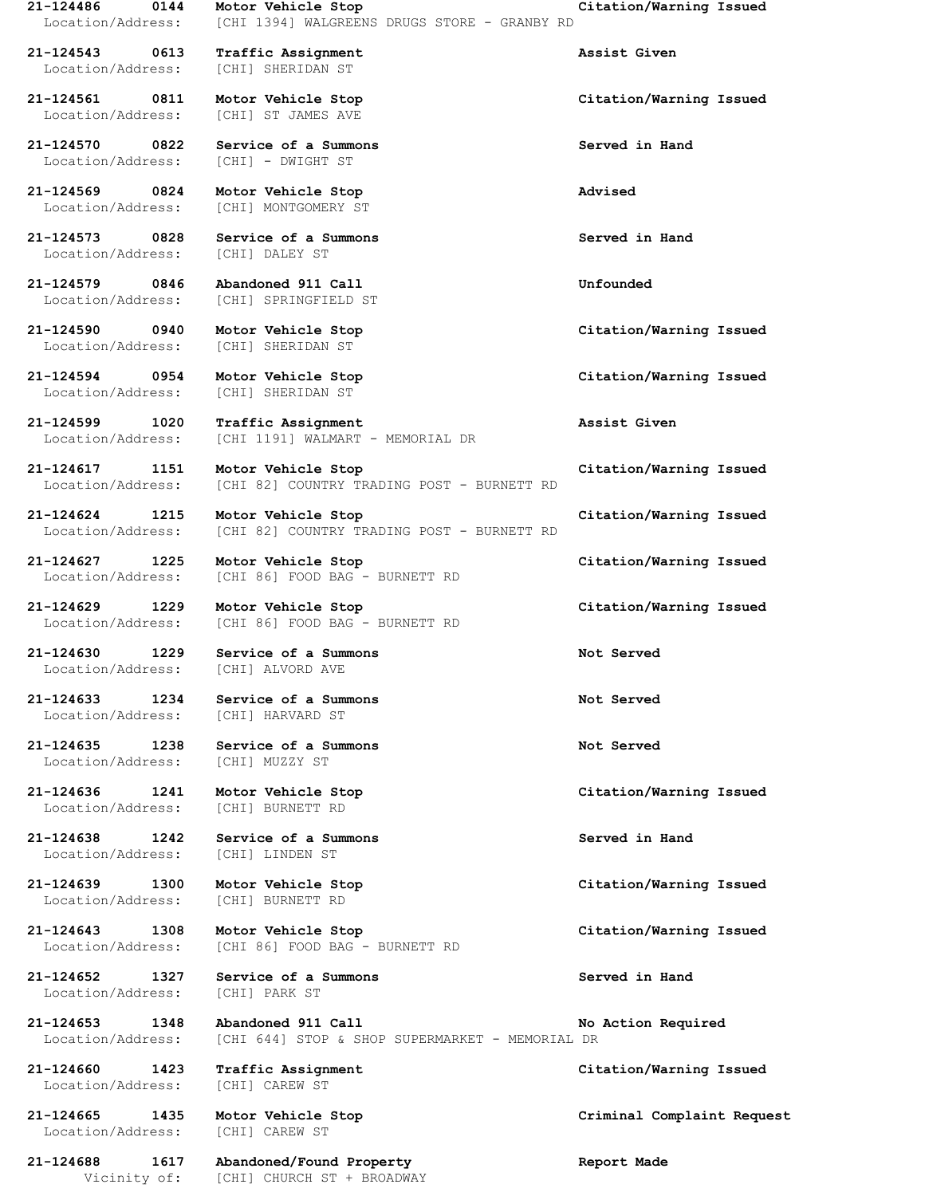**21-124486 0144 Motor Vehicle Stop Citation/Warning Issued**
Location/Address: [CHI 1394] WALGREENS DRUGS STORE - GRANBY RD

**21-124543 0613 Traffic Assignment Assist Given**
Location/Address: [CHI] SHERIDAN ST

**21-124561 0811 Motor Vehicle Stop Citation/Warning Issued**
Location/Address: [CHI] ST JAMES AVE

**21-124570 0822 Service of a Summons Served in Hand**
Location/Address: [CHI] - DWIGHT ST

**21-124569 0824 Motor Vehicle Stop Advised**
Location/Address: [CHI] MONTGOMERY ST

**21-124573 0828 Service of a Summons Served in Hand**
Location/Address: [CHI] DALEY ST

**21-124579 0846 Abandoned 911 Call Unfounded**
Location/Address: [CHI] SPRINGFIELD ST

**21-124590 0940 Motor Vehicle Stop Citation/Warning Issued**
Location/Address: [CHI] SHERIDAN ST

**21-124594 0954 Motor Vehicle Stop Citation/Warning Issued**
Location/Address: [CHI] SHERIDAN ST

**21-124599 1020 Traffic Assignment Assist Given**
Location/Address: [CHI 1191] WALMART - MEMORIAL DR

**21-124617 1151 Motor Vehicle Stop Citation/Warning Issued**
Location/Address: [CHI 82] COUNTRY TRADING POST - BURNETT RD

**21-124624 1215 Motor Vehicle Stop Citation/Warning Issued**
Location/Address: [CHI 82] COUNTRY TRADING POST - BURNETT RD

**21-124627 1225 Motor Vehicle Stop Citation/Warning Issued**
Location/Address: [CHI 86] FOOD BAG - BURNETT RD

**21-124629 1229 Motor Vehicle Stop Citation/Warning Issued**
Location/Address: [CHI 86] FOOD BAG - BURNETT RD

**21-124630 1229 Service of a Summons Not Served**
Location/Address: [CHI] ALVORD AVE

**21-124633 1234 Service of a Summons Not Served**
Location/Address: [CHI] HARVARD ST

**21-124635 1238 Service of a Summons Not Served**
Location/Address: [CHI] MUZZY ST

**21-124636 1241 Motor Vehicle Stop Citation/Warning Issued**
Location/Address: [CHI] BURNETT RD

**21-124638 1242 Service of a Summons Served in Hand**
Location/Address: [CHI] LINDEN ST

**21-124639 1300 Motor Vehicle Stop Citation/Warning Issued**
Location/Address: [CHI] BURNETT RD

**21-124643 1308 Motor Vehicle Stop Citation/Warning Issued**
Location/Address: [CHI 86] FOOD BAG - BURNETT RD

**21-124652 1327 Service of a Summons Served in Hand**
Location/Address: [CHI] PARK ST

**21-124653 1348 Abandoned 911 Call No Action Required**
Location/Address: [CHI 644] STOP & SHOP SUPERMARKET - MEMORIAL DR

**21-124660 1423 Traffic Assignment Citation/Warning Issued**
Location/Address: [CHI] CAREW ST

**21-124665 1435 Motor Vehicle Stop Criminal Complaint Request**
Location/Address: [CHI] CAREW ST

**21-124688 1617 Abandoned/Found Property Report Made**
Vicinity of: [CHI] CHURCH ST + BROADWAY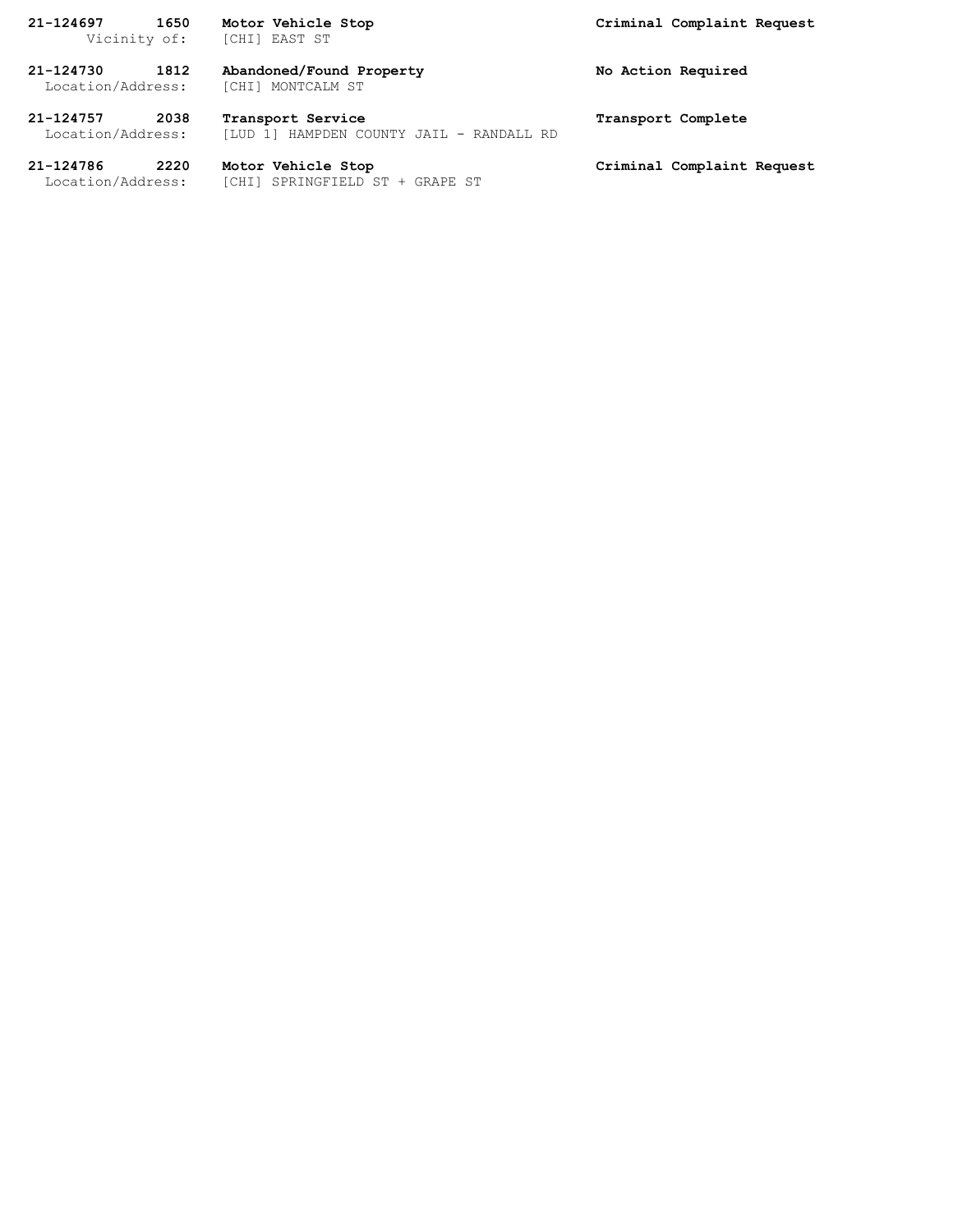**21-124697 1650** **Motor Vehicle Stop** **Criminal Complaint Request**
Vicinity of: [CHI] EAST ST

**21-124730 1812** **Abandoned/Found Property** **No Action Required**
Location/Address: [CHI] MONTCALM ST

**21-124757 2038** **Transport Service** **Transport Complete**
Location/Address: [LUD 1] HAMPDEN COUNTY JAIL - RANDALL RD

**21-124786 2220** **Motor Vehicle Stop** **Criminal Complaint Request**
Location/Address: [CHI] SPRINGFIELD ST + GRAPE ST